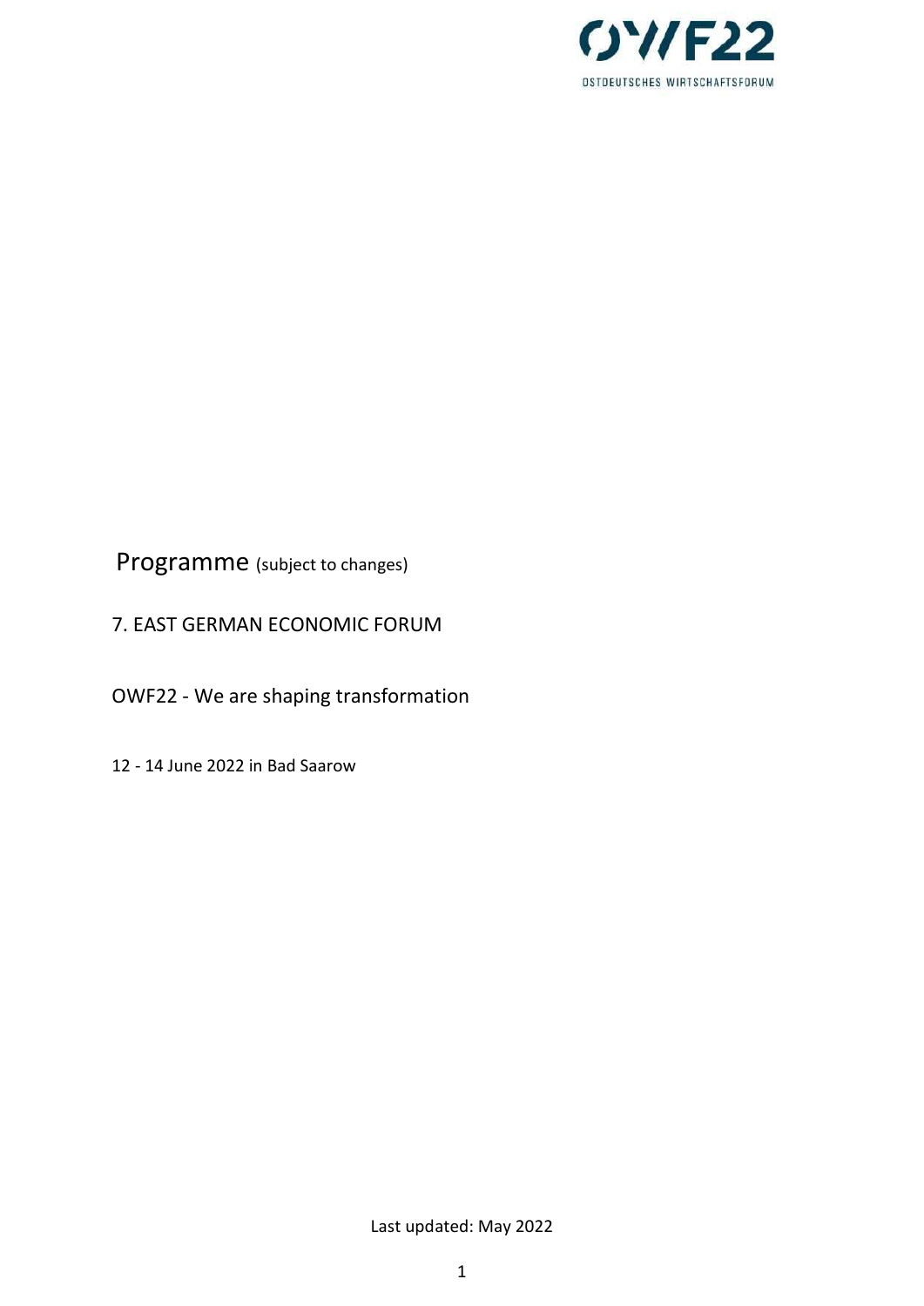OWF22

OSTDEUTSCHES WIRTSCHAFTSFORUM

# Programme (subject to changes)

7. EAST GERMAN ECONOMIC FORUM

OWF22 - We are shaping transformation

12 - 14 June 2022 in Bad Saarow

Last updated: May 2022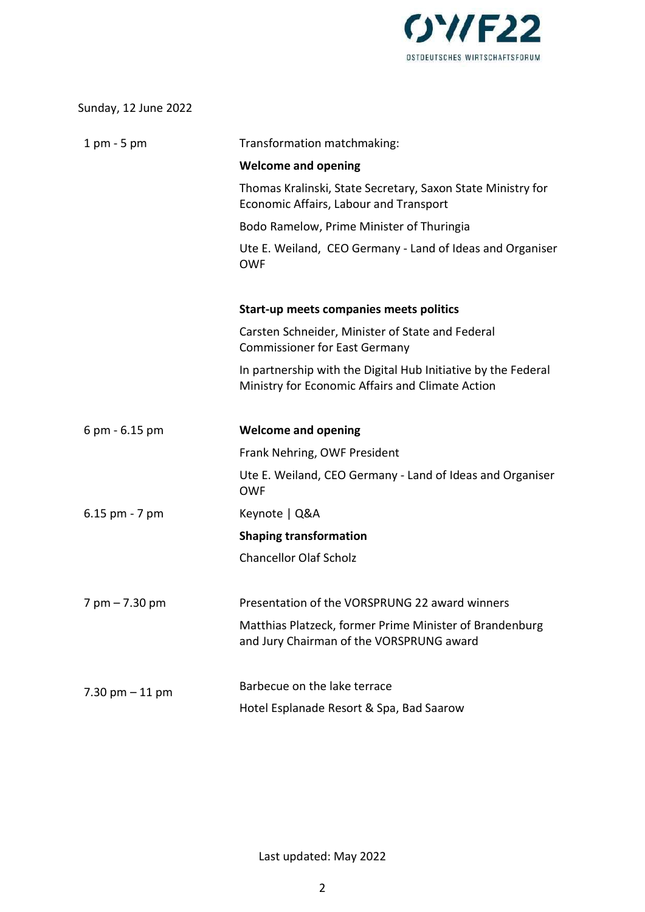Sunday, 12 June 2022

| | |
|---|---|
| 1 pm - 5 pm | Transformation matchmaking: |
| | **Welcome and opening** |
| | Thomas Kralinski, State Secretary, Saxon State Ministry for Economic Affairs, Labour and Transport |
| | Bodo Ramelow, Prime Minister of Thuringia |
| | Ute E. Weiland, CEO Germany - Land of Ideas and Organiser OWF |
| | **Start-up meets companies meets politics** |
| | Carsten Schneider, Minister of State and Federal Commissioner for East Germany |
| | In partnership with the Digital Hub Initiative by the Federal Ministry for Economic Affairs and Climate Action |
| 6 pm - 6.15 pm | **Welcome and opening** |
| | Frank Nehring, OWF President |
| | Ute E. Weiland, CEO Germany - Land of Ideas and Organiser OWF |
| 6.15 pm - 7 pm | Keynote \| Q&A |
| | **Shaping transformation** |
| | Chancellor Olaf Scholz |
| 7 pm – 7.30 pm | Presentation of the VORSPRUNG 22 award winners |
| | Matthias Platzeck, former Prime Minister of Brandenburg and Jury Chairman of the VORSPRUNG award |
| 7.30 pm – 11 pm | Barbecue on the lake terrace |
| | Hotel Esplanade Resort & Spa, Bad Saarow |

Last updated: May 2022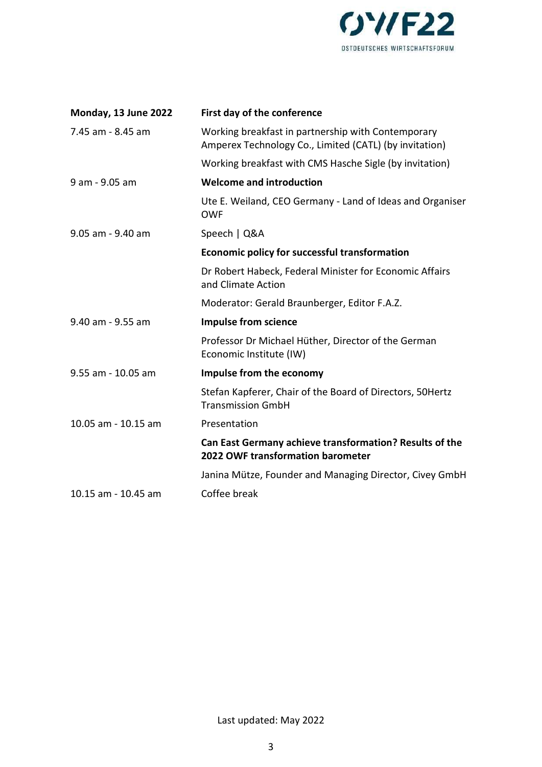| **Monday, 13 June 2022** | **First day of the conference** |
| --- | --- |
| 7.45 am - 8.45 am | Working breakfast in partnership with Contemporary Amperex Technology Co., Limited (CATL) (by invitation) |
| | Working breakfast with CMS Hasche Sigle (by invitation) |
| 9 am - 9.05 am | **Welcome and introduction** |
| | Ute E. Weiland, CEO Germany - Land of Ideas and Organiser OWF |
| 9.05 am - 9.40 am | Speech \| Q&A |
| | **Economic policy for successful transformation** |
| | Dr Robert Habeck, Federal Minister for Economic Affairs and Climate Action |
| | Moderator: Gerald Braunberger, Editor F.A.Z. |
| 9.40 am - 9.55 am | **Impulse from science** |
| | Professor Dr Michael Hüther, Director of the German Economic Institute (IW) |
| 9.55 am - 10.05 am | **Impulse from the economy** |
| | Stefan Kapferer, Chair of the Board of Directors, 50Hertz Transmission GmbH |
| 10.05 am - 10.15 am | Presentation |
| | **Can East Germany achieve transformation? Results of the 2022 OWF transformation barometer** |
| | Janina Mütze, Founder and Managing Director, Civey GmbH |
| 10.15 am - 10.45 am | Coffee break |

Last updated: May 2022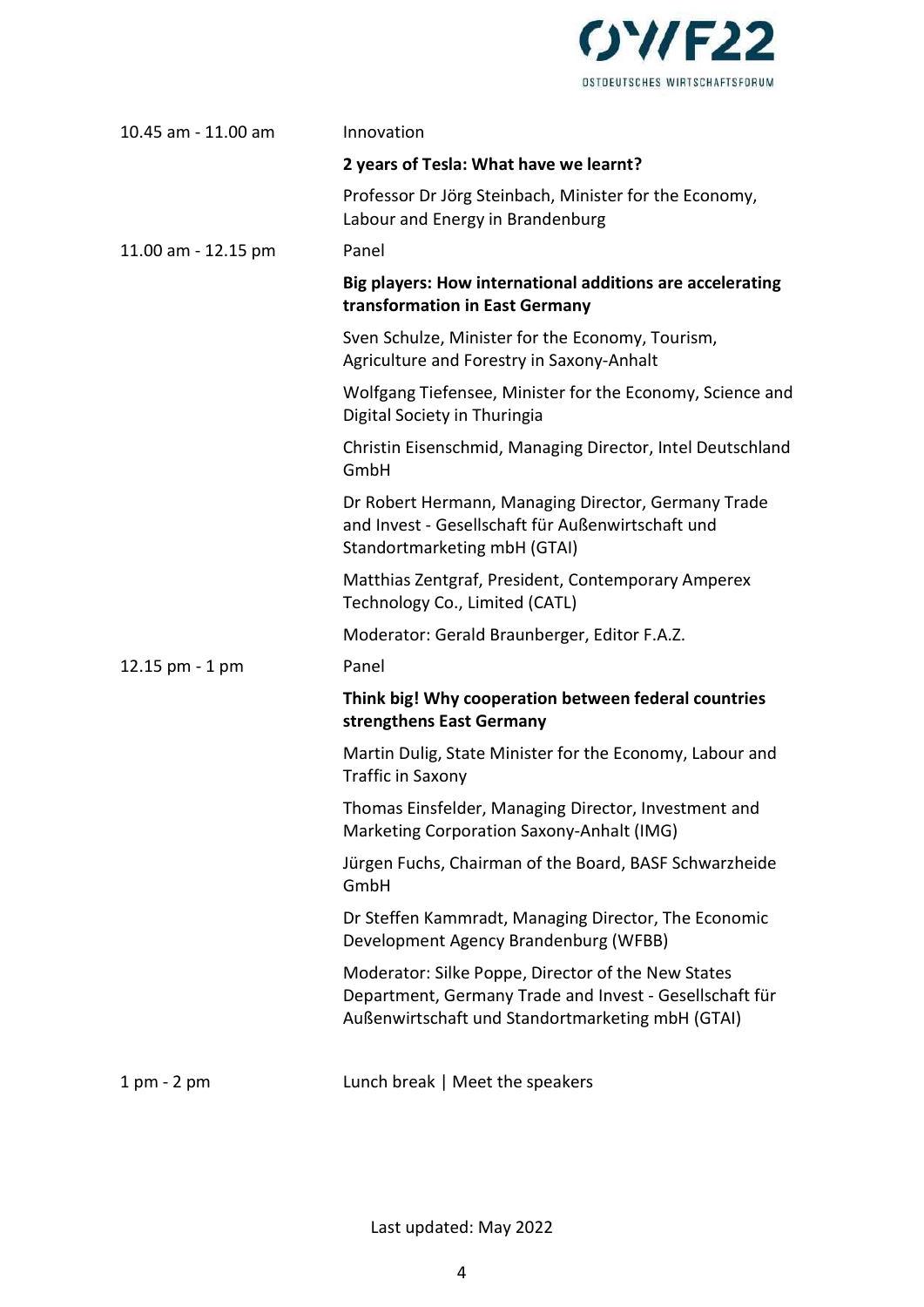| | |
|---|---|
| 10.45 am - 11.00 am | Innovation<br>**2 years of Tesla: What have we learnt?**<br>Professor Dr Jörg Steinbach, Minister for the Economy, Labour and Energy in Brandenburg |
| 11.00 am - 12.15 pm | Panel<br>**Big players: How international additions are accelerating transformation in East Germany**<br>Sven Schulze, Minister for the Economy, Tourism, Agriculture and Forestry in Saxony-Anhalt<br>Wolfgang Tiefensee, Minister for the Economy, Science and Digital Society in Thuringia<br>Christin Eisenschmid, Managing Director, Intel Deutschland GmbH<br>Dr Robert Hermann, Managing Director, Germany Trade and Invest - Gesellschaft für Außenwirtschaft und Standortmarketing mbH (GTAI)<br>Matthias Zentgraf, President, Contemporary Amperex Technology Co., Limited (CATL)<br>Moderator: Gerald Braunberger, Editor F.A.Z. |
| 12.15 pm - 1 pm | Panel<br>**Think big! Why cooperation between federal countries strengthens East Germany**<br>Martin Dulig, State Minister for the Economy, Labour and Traffic in Saxony<br>Thomas Einsfelder, Managing Director, Investment and Marketing Corporation Saxony-Anhalt (IMG)<br>Jürgen Fuchs, Chairman of the Board, BASF Schwarzheide GmbH<br>Dr Steffen Kammradt, Managing Director, The Economic Development Agency Brandenburg (WFBB)<br>Moderator: Silke Poppe, Director of the New States Department, Germany Trade and Invest - Gesellschaft für Außenwirtschaft und Standortmarketing mbH (GTAI) |
| 1 pm - 2 pm | Lunch break \| Meet the speakers |

Last updated: May 2022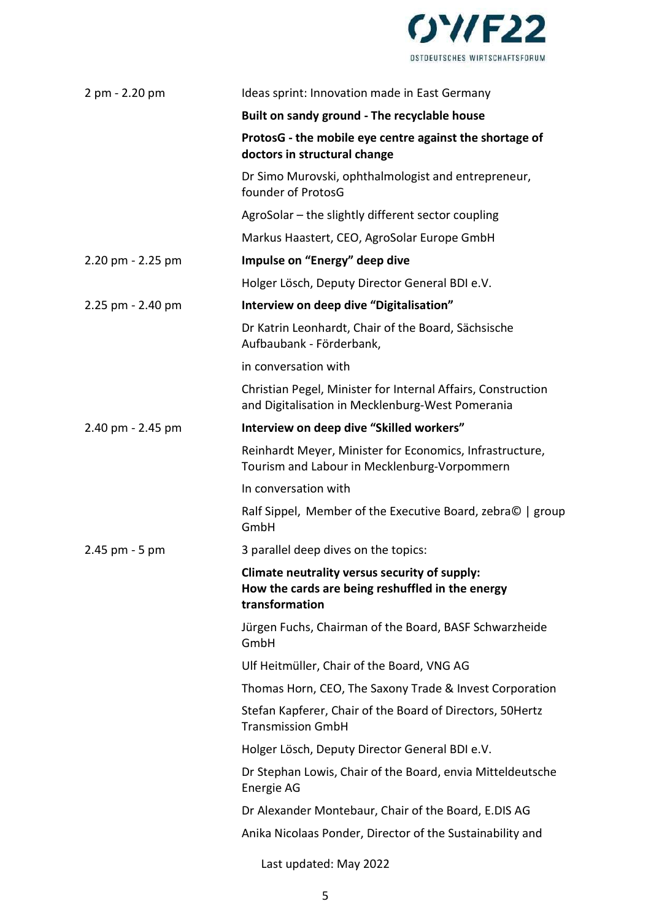| | |
|---|---|
| 2 pm - 2.20 pm | Ideas sprint: Innovation made in East Germany |
| | **Built on sandy ground - The recyclable house** |
| | **ProtosG - the mobile eye centre against the shortage of doctors in structural change** |
| | Dr Simo Murovski, ophthalmologist and entrepreneur, founder of ProtosG |
| | AgroSolar – the slightly different sector coupling |
| | Markus Haastert, CEO, AgroSolar Europe GmbH |
| 2.20 pm - 2.25 pm | **Impulse on “Energy” deep dive** |
| | Holger Lösch, Deputy Director General BDI e.V. |
| 2.25 pm - 2.40 pm | **Interview on deep dive “Digitalisation”** |
| | Dr Katrin Leonhardt, Chair of the Board, Sächsische Aufbaubank - Förderbank, |
| | in conversation with |
| | Christian Pegel, Minister for Internal Affairs, Construction and Digitalisation in Mecklenburg-West Pomerania |
| 2.40 pm - 2.45 pm | **Interview on deep dive “Skilled workers”** |
| | Reinhardt Meyer, Minister for Economics, Infrastructure, Tourism and Labour in Mecklenburg-Vorpommern |
| | In conversation with |
| | Ralf Sippel, Member of the Executive Board, zebra© \| group GmbH |
| 2.45 pm - 5 pm | 3 parallel deep dives on the topics: |
| | **Climate neutrality versus security of supply: How the cards are being reshuffled in the energy transformation** |
| | Jürgen Fuchs, Chairman of the Board, BASF Schwarzheide GmbH |
| | Ulf Heitmüller, Chair of the Board, VNG AG |
| | Thomas Horn, CEO, The Saxony Trade & Invest Corporation |
| | Stefan Kapferer, Chair of the Board of Directors, 50Hertz Transmission GmbH |
| | Holger Lösch, Deputy Director General BDI e.V. |
| | Dr Stephan Lowis, Chair of the Board, envia Mitteldeutsche Energie AG |
| | Dr Alexander Montebaur, Chair of the Board, E.DIS AG |
| | Anika Nicolaas Ponder, Director of the Sustainability and |

Last updated: May 2022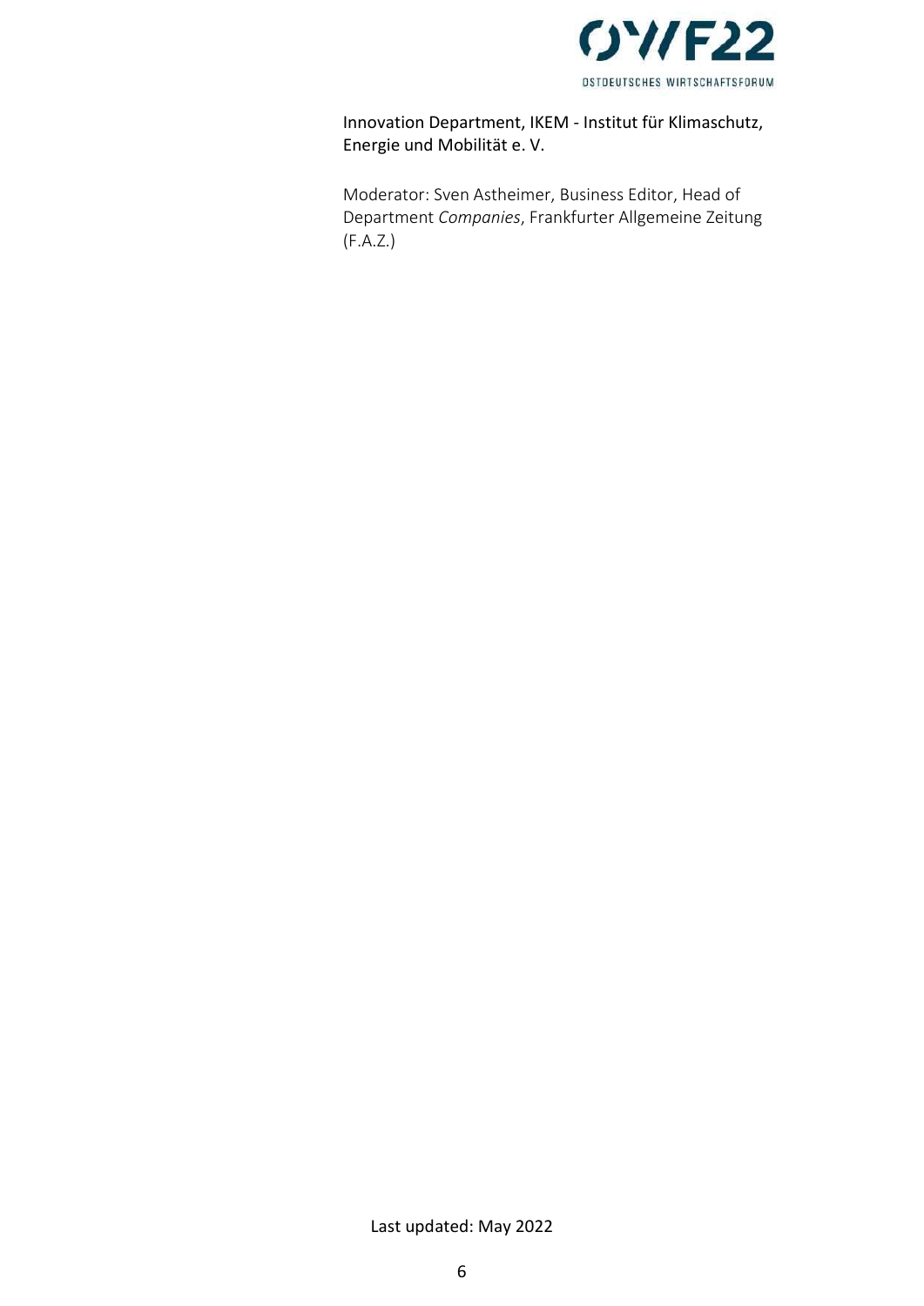Innovation Department, IKEM - Institut für Klimaschutz, Energie und Mobilität e. V.

Moderator: Sven Astheimer, Business Editor, Head of Department *Companies*, Frankfurter Allgemeine Zeitung (F.A.Z.)

Last updated: May 2022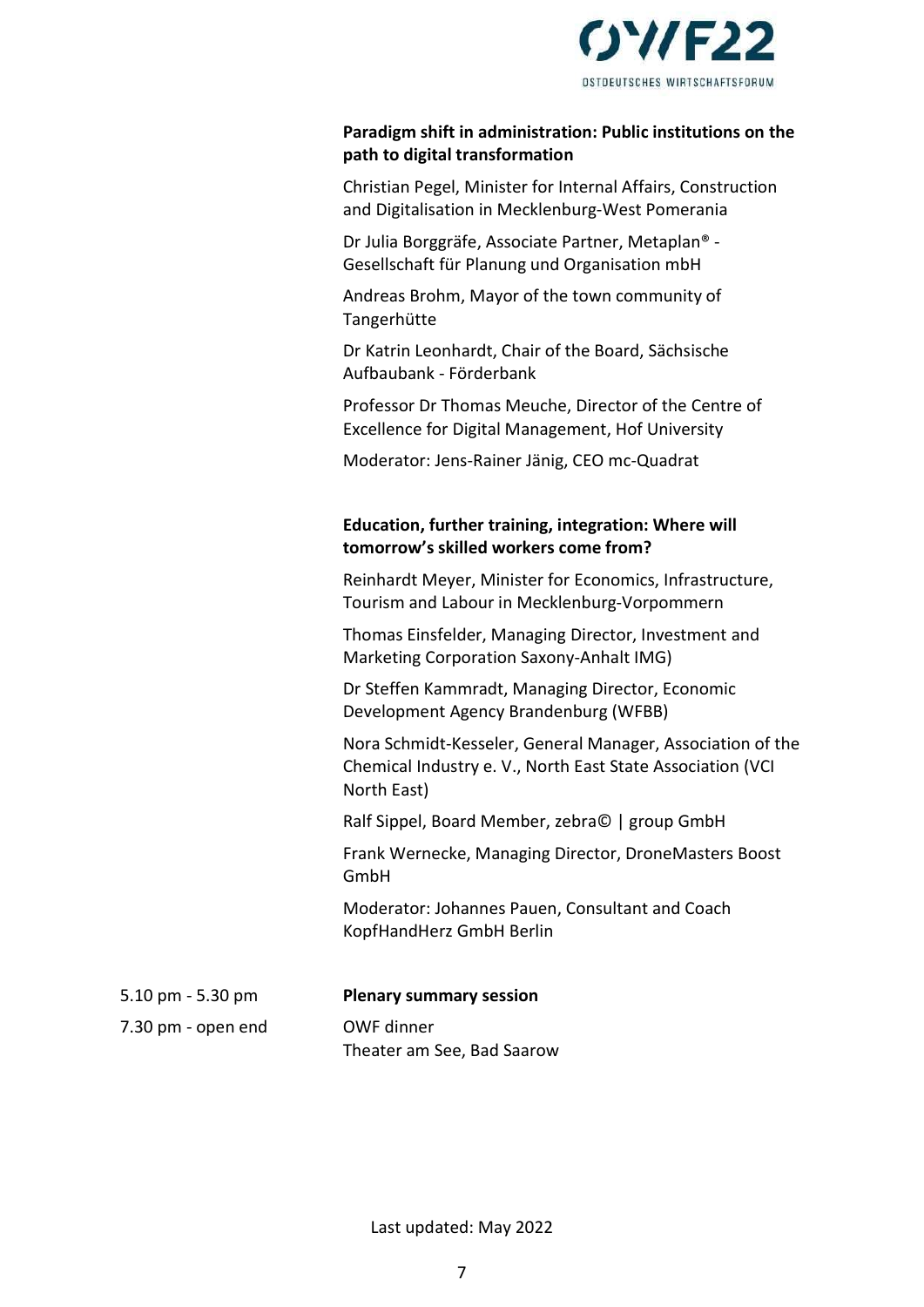**Paradigm shift in administration: Public institutions on the path to digital transformation**

Christian Pegel, Minister for Internal Affairs, Construction and Digitalisation in Mecklenburg-West Pomerania

Dr Julia Borggräfe, Associate Partner, Metaplan® - Gesellschaft für Planung und Organisation mbH

Andreas Brohm, Mayor of the town community of Tangerhütte

Dr Katrin Leonhardt, Chair of the Board, Sächsische Aufbaubank - Förderbank

Professor Dr Thomas Meuche, Director of the Centre of Excellence for Digital Management, Hof University

Moderator: Jens-Rainer Jänig, CEO mc-Quadrat

**Education, further training, integration: Where will tomorrow's skilled workers come from?**

Reinhardt Meyer, Minister for Economics, Infrastructure, Tourism and Labour in Mecklenburg-Vorpommern

Thomas Einsfelder, Managing Director, Investment and Marketing Corporation Saxony-Anhalt IMG)

Dr Steffen Kammradt, Managing Director, Economic Development Agency Brandenburg (WFBB)

Nora Schmidt-Kesseler, General Manager, Association of the Chemical Industry e. V., North East State Association (VCI North East)

Ralf Sippel, Board Member, zebra© | group GmbH

Frank Wernecke, Managing Director, DroneMasters Boost GmbH

Moderator: Johannes Pauen, Consultant and Coach KopfHandHerz GmbH Berlin

| | |
|---|---|
| 5.10 pm - 5.30 pm | **Plenary summary session** |
| 7.30 pm - open end | OWF dinner<br>Theater am See, Bad Saarow |

Last updated: May 2022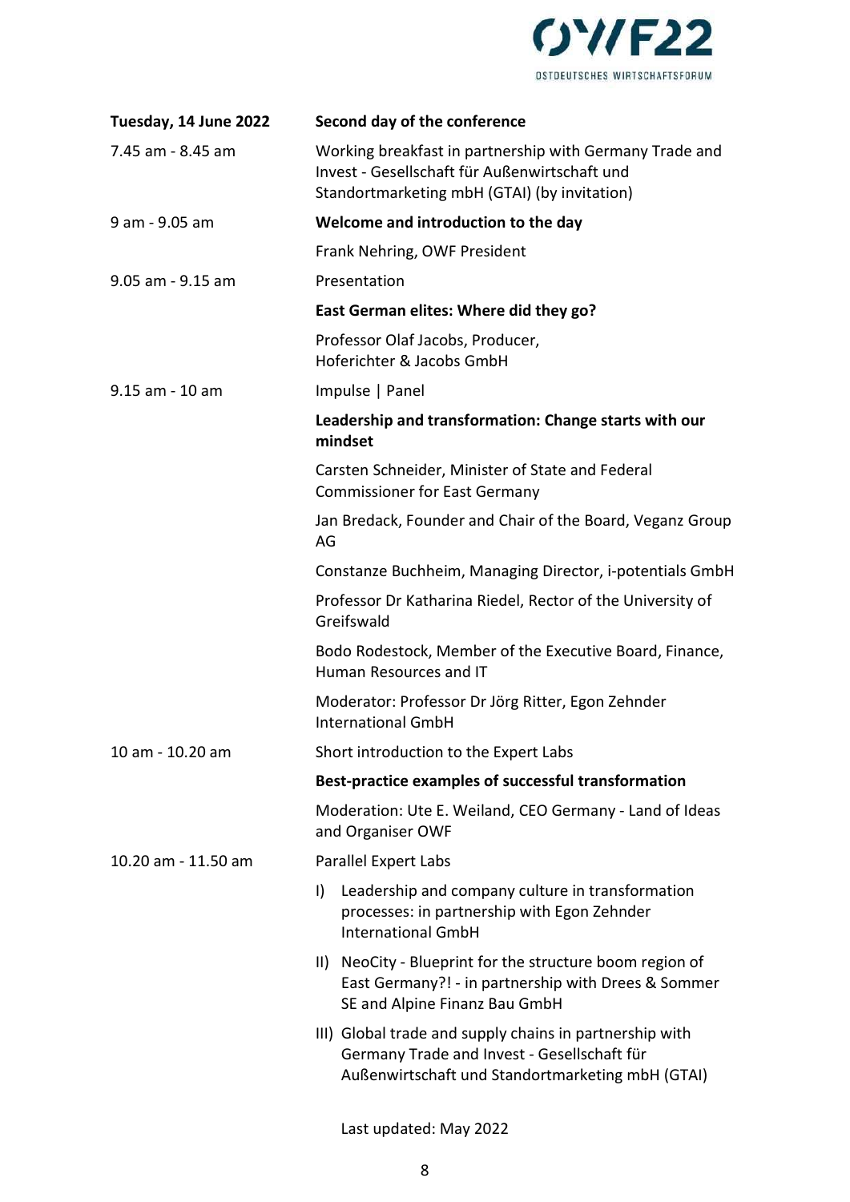| Tuesday, 14 June 2022 | **Second day of the conference** |
|---|---|
| 7.45 am - 8.45 am | Working breakfast in partnership with Germany Trade and Invest - Gesellschaft für Außenwirtschaft und Standortmarketing mbH (GTAI) (by invitation) |
| 9 am - 9.05 am | **Welcome and introduction to the day** |
| | Frank Nehring, OWF President |
| 9.05 am - 9.15 am | Presentation |
| | **East German elites: Where did they go?** |
| | Professor Olaf Jacobs, Producer, Hoferichter & Jacobs GmbH |
| 9.15 am - 10 am | Impulse \| Panel |
| | **Leadership and transformation: Change starts with our mindset** |
| | Carsten Schneider, Minister of State and Federal Commissioner for East Germany |
| | Jan Bredack, Founder and Chair of the Board, Veganz Group AG |
| | Constanze Buchheim, Managing Director, i-potentials GmbH |
| | Professor Dr Katharina Riedel, Rector of the University of Greifswald |
| | Bodo Rodestock, Member of the Executive Board, Finance, Human Resources and IT |
| | Moderator: Professor Dr Jörg Ritter, Egon Zehnder International GmbH |
| 10 am - 10.20 am | Short introduction to the Expert Labs |
| | **Best-practice examples of successful transformation** |
| | Moderation: Ute E. Weiland, CEO Germany - Land of Ideas and Organiser OWF |
| 10.20 am - 11.50 am | Parallel Expert Labs |
| | I) Leadership and company culture in transformation processes: in partnership with Egon Zehnder International GmbH |
| | II) NeoCity - Blueprint for the structure boom region of East Germany?! - in partnership with Drees & Sommer SE and Alpine Finanz Bau GmbH |
| | III) Global trade and supply chains in partnership with Germany Trade and Invest - Gesellschaft für Außenwirtschaft und Standortmarketing mbH (GTAI) |

Last updated: May 2022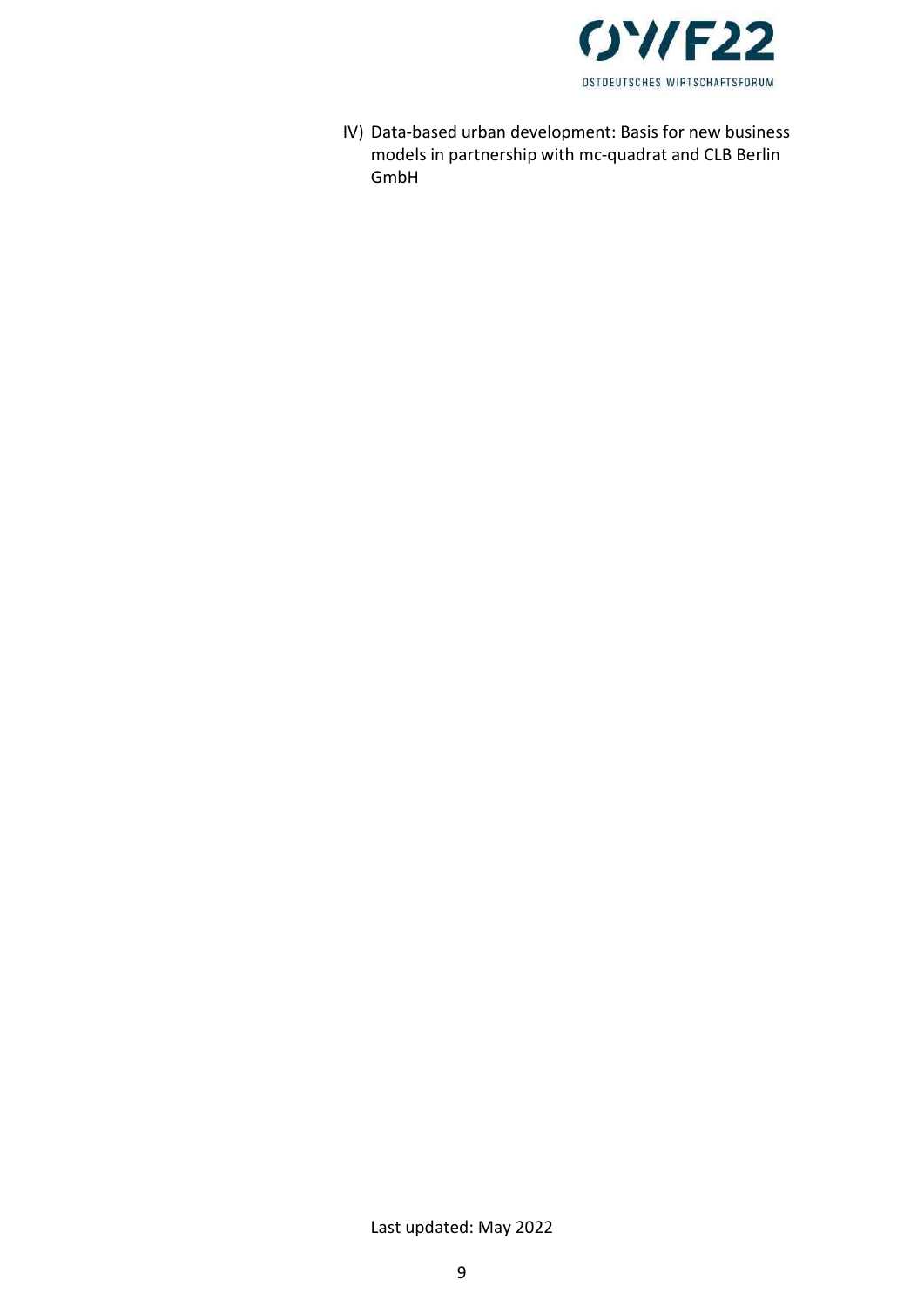IV) Data-based urban development: Basis for new business models in partnership with mc-quadrat and CLB Berlin GmbH

Last updated: May 2022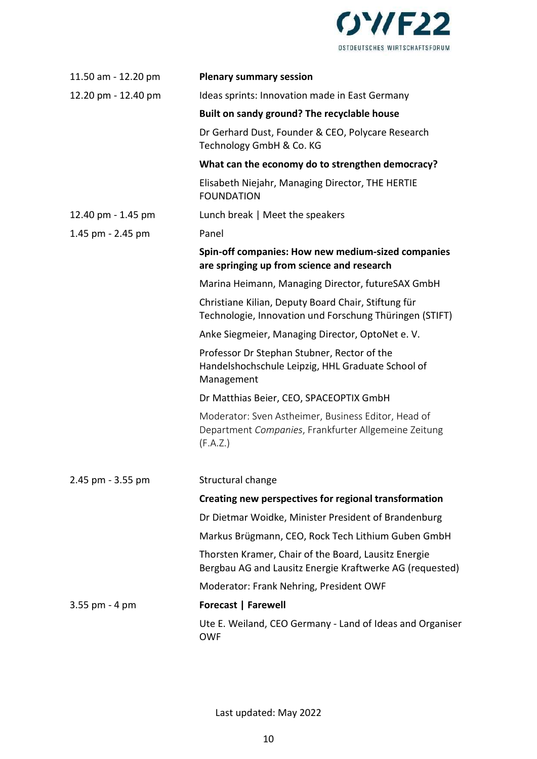| | |
|---|---|
| 11.50 am - 12.20 pm | **Plenary summary session** |
| 12.20 pm - 12.40 pm | Ideas sprints: Innovation made in East Germany |
| | **Built on sandy ground? The recyclable house** |
| | Dr Gerhard Dust, Founder & CEO, Polycare Research Technology GmbH & Co. KG |
| | **What can the economy do to strengthen democracy?** |
| | Elisabeth Niejahr, Managing Director, THE HERTIE FOUNDATION |
| 12.40 pm - 1.45 pm | Lunch break \| Meet the speakers |
| 1.45 pm - 2.45 pm | Panel |
| | **Spin-off companies: How new medium-sized companies are springing up from science and research** |
| | Marina Heimann, Managing Director, futureSAX GmbH |
| | Christiane Kilian, Deputy Board Chair, Stiftung für Technologie, Innovation und Forschung Thüringen (STIFT) |
| | Anke Siegmeier, Managing Director, OptoNet e. V. |
| | Professor Dr Stephan Stubner, Rector of the Handelshochschule Leipzig, HHL Graduate School of Management |
| | Dr Matthias Beier, CEO, SPACEOPTIX GmbH |
| | Moderator: Sven Astheimer, Business Editor, Head of Department *Companies*, Frankfurter Allgemeine Zeitung (F.A.Z.) |
| 2.45 pm - 3.55 pm | Structural change |
| | **Creating new perspectives for regional transformation** |
| | Dr Dietmar Woidke, Minister President of Brandenburg |
| | Markus Brügmann, CEO, Rock Tech Lithium Guben GmbH |
| | Thorsten Kramer, Chair of the Board, Lausitz Energie Bergbau AG and Lausitz Energie Kraftwerke AG (requested) |
| | Moderator: Frank Nehring, President OWF |
| 3.55 pm - 4 pm | **Forecast \| Farewell** |
| | Ute E. Weiland, CEO Germany - Land of Ideas and Organiser OWF |

Last updated: May 2022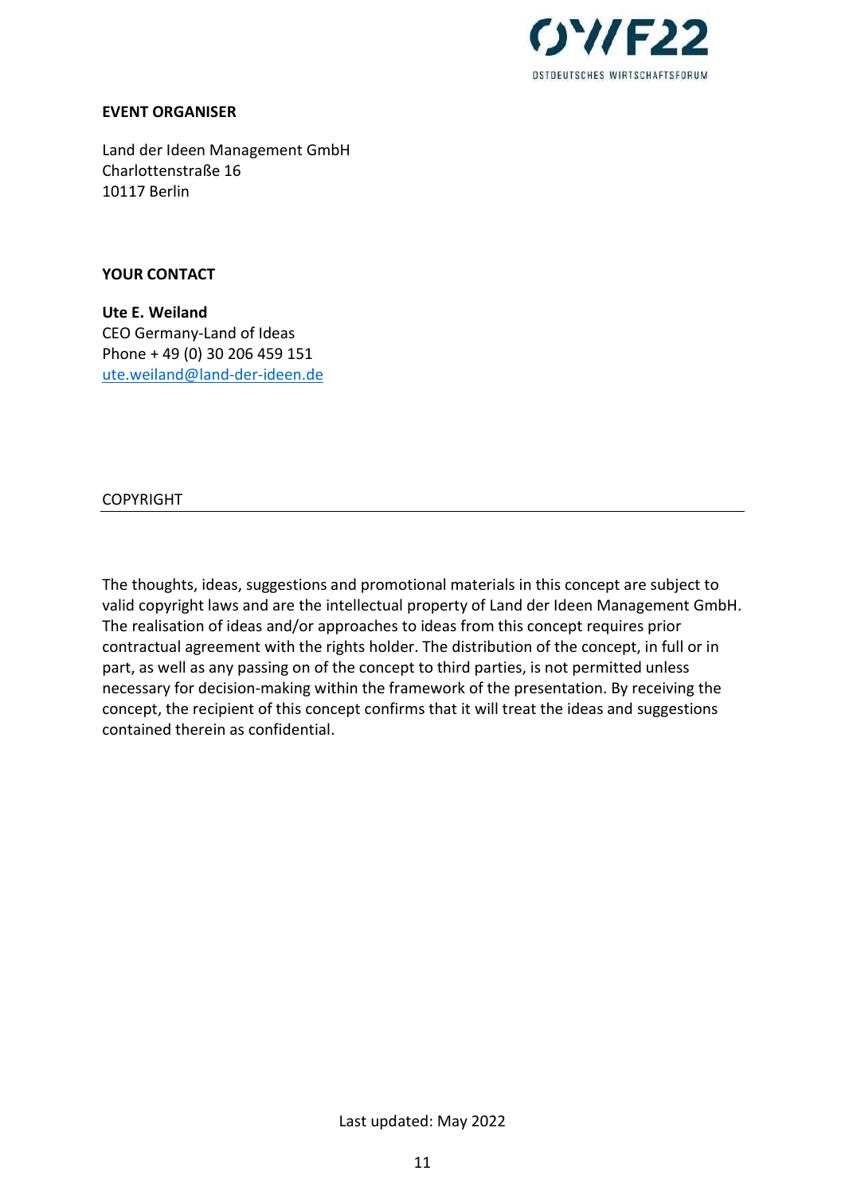OWF22
OSTDEUTSCHES WIRTSCHAFTSFORUM

**EVENT ORGANISER**

Land der Ideen Management GmbH
Charlottenstraße 16
10117 Berlin

**YOUR CONTACT**

**Ute E. Weiland**
CEO Germany-Land of Ideas
Phone + 49 (0) 30 206 459 151
ute.weiland@land-der-ideen.de

COPYRIGHT

---

The thoughts, ideas, suggestions and promotional materials in this concept are subject to valid copyright laws and are the intellectual property of Land der Ideen Management GmbH. The realisation of ideas and/or approaches to ideas from this concept requires prior contractual agreement with the rights holder. The distribution of the concept, in full or in part, as well as any passing on of the concept to third parties, is not permitted unless necessary for decision-making within the framework of the presentation. By receiving the concept, the recipient of this concept confirms that it will treat the ideas and suggestions contained therein as confidential.

Last updated: May 2022